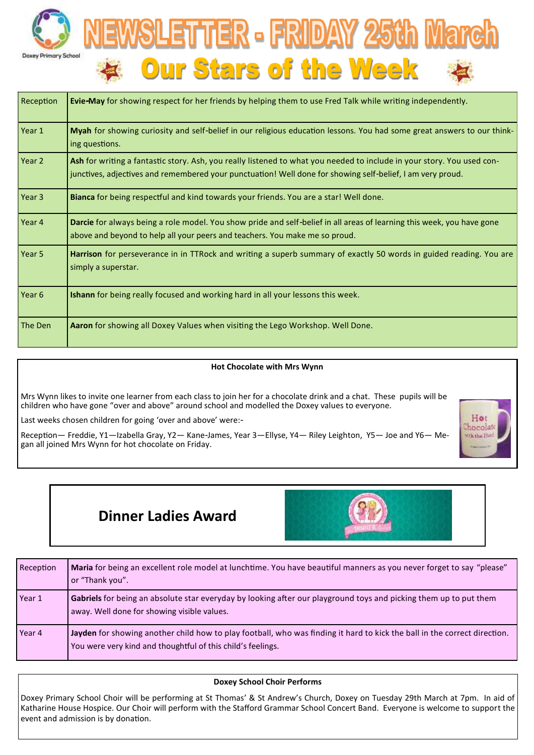# NEWSLETTER - FRIDAY 25th March

## Our Stars of the Week

| | |
|---|---|
| Reception | **Evie-May** for showing respect for her friends by helping them to use Fred Talk while writing independently. |
| Year 1 | **Myah** for showing curiosity and self-belief in our religious education lessons. You had some great answers to our thinking questions. |
| Year 2 | **Ash** for writing a fantastic story. Ash, you really listened to what you needed to include in your story. You used conjunctives, adjectives and remembered your punctuation! Well done for showing self-belief, I am very proud. |
| Year 3 | **Bianca** for being respectful and kind towards your friends. You are a star! Well done. |
| Year 4 | **Darcie** for always being a role model. You show pride and self-belief in all areas of learning this week, you have gone above and beyond to help all your peers and teachers. You make me so proud. |
| Year 5 | **Harrison** for perseverance in in TTRock and writing a superb summary of exactly 50 words in guided reading. You are simply a superstar. |
| Year 6 | **Ishann** for being really focused and working hard in all your lessons this week. |
| The Den | **Aaron** for showing all Doxey Values when visiting the Lego Workshop. Well Done. |

**Hot Chocolate with Mrs Wynn**

Mrs Wynn likes to invite one learner from each class to join her for a chocolate drink and a chat. These pupils will be children who have gone "over and above" around school and modelled the Doxey values to everyone.

Last weeks chosen children for going 'over and above' were:-

Reception— Freddie, Y1—Izabella Gray, Y2— Kane-James, Year 3—Ellyse, Y4— Riley Leighton, Y5— Joe and Y6— Megan all joined Mrs Wynn for hot chocolate on Friday.

## Dinner Ladies Award

| | |
|---|---|
| Reception | **Maria** for being an excellent role model at lunchtime. You have beautiful manners as you never forget to say "please" or "Thank you". |
| Year 1 | **Gabriels** for being an absolute star everyday by looking after our playground toys and picking them up to put them away. Well done for showing visible values. |
| Year 4 | **Jayden** for showing another child how to play football, who was finding it hard to kick the ball in the correct direction. You were very kind and thoughtful of this child's feelings. |

**Doxey School Choir Performs**

Doxey Primary School Choir will be performing at St Thomas' & St Andrew's Church, Doxey on Tuesday 29th March at 7pm. In aid of Katharine House Hospice. Our Choir will perform with the Stafford Grammar School Concert Band. Everyone is welcome to support the event and admission is by donation.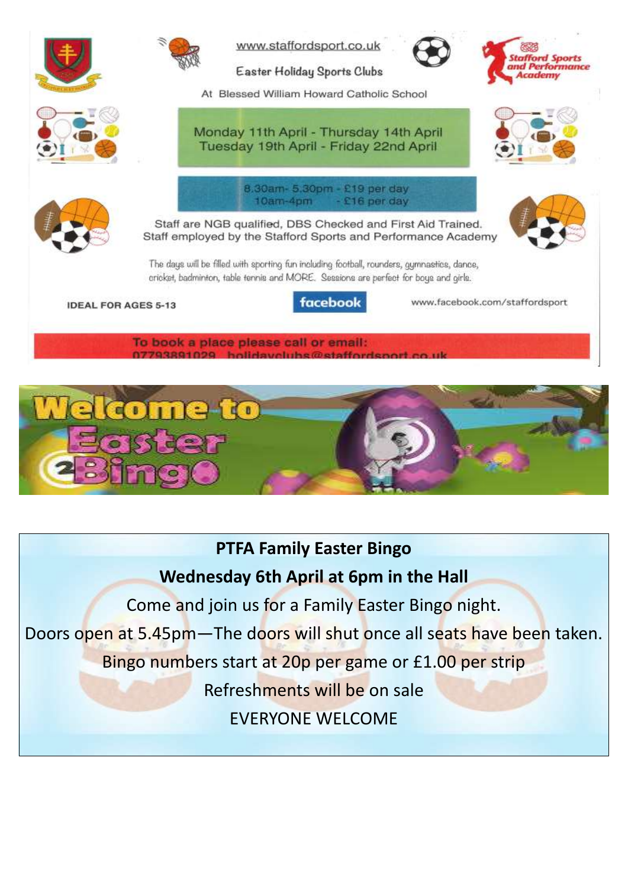www.staffordsport.co.uk

Easter Holiday Sports Clubs

At Blessed William Howard Catholic School

Monday 11th April - Thursday 14th April
Tuesday 19th April - Friday 22nd April

8.30am- 5.30pm - £19 per day
10am-4pm - £16 per day

Staff are NGB qualified, DBS Checked and First Aid Trained.
Staff employed by the Stafford Sports and Performance Academy

The days will be filled with sporting fun including football, rounders, gymnastics, dance, cricket, badminton, table tennis and MORE. Sessions are perfect for boys and girls.

IDEAL FOR AGES 5-13

facebook www.facebook.com/staffordsport

To book a place please call or email:
07793891029 holidayclubs@staffordsport.co.uk

Welcome to Easter Bingo

**PTFA Family Easter Bingo**

**Wednesday 6th April at 6pm in the Hall**

Come and join us for a Family Easter Bingo night.

Doors open at 5.45pm—The doors will shut once all seats have been taken.

Bingo numbers start at 20p per game or £1.00 per strip

Refreshments will be on sale

EVERYONE WELCOME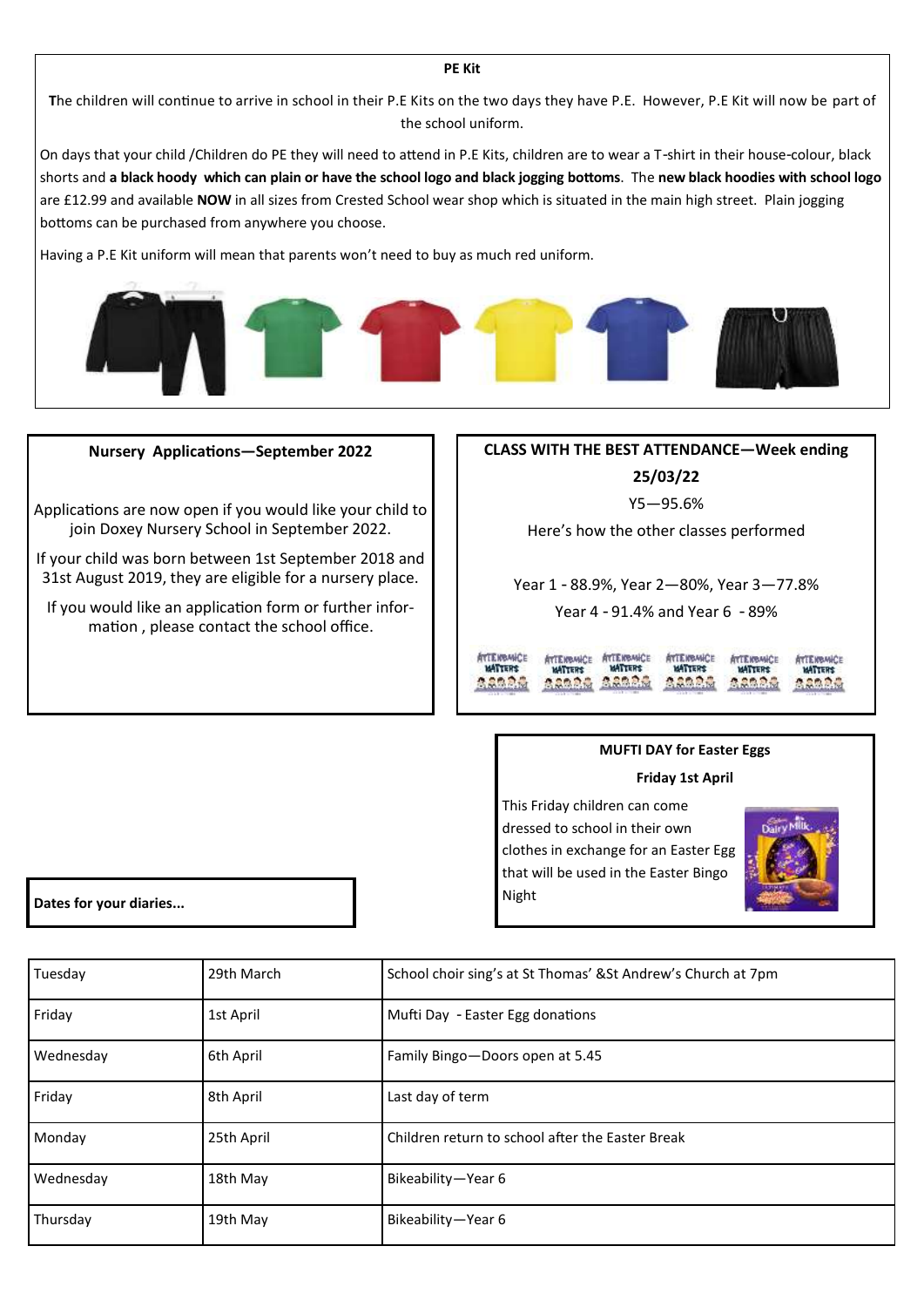## PE Kit

The children will continue to arrive in school in their P.E Kits on the two days they have P.E. However, P.E Kit will now be part of the school uniform.

On days that your child /Children do PE they will need to attend in P.E Kits, children are to wear a T-shirt in their house-colour, black shorts and **a black hoody which can plain or have the school logo and black jogging bottoms**. The **new black hoodies with school logo** are £12.99 and available **NOW** in all sizes from Crested School wear shop which is situated in the main high street. Plain jogging bottoms can be purchased from anywhere you choose.

Having a P.E Kit uniform will mean that parents won't need to buy as much red uniform.

## Nursery Applications—September 2022

Applications are now open if you would like your child to join Doxey Nursery School in September 2022.

If your child was born between 1st September 2018 and 31st August 2019, they are eligible for a nursery place.

If you would like an application form or further information , please contact the school office.

## CLASS WITH THE BEST ATTENDANCE—Week ending 25/03/22

Y5—95.6%

Here's how the other classes performed

Year 1 - 88.9%, Year 2—80%, Year 3—77.8%

Year 4 - 91.4% and Year 6 - 89%

## MUFTI DAY for Easter Eggs

**Friday 1st April**

This Friday children can come dressed to school in their own clothes in exchange for an Easter Egg that will be used in the Easter Bingo Night

**Dates for your diaries...**

| | | |
|---|---|---|
| Tuesday | 29th March | School choir sing's at St Thomas' &St Andrew's Church at 7pm |
| Friday | 1st April | Mufti Day - Easter Egg donations |
| Wednesday | 6th April | Family Bingo—Doors open at 5.45 |
| Friday | 8th April | Last day of term |
| Monday | 25th April | Children return to school after the Easter Break |
| Wednesday | 18th May | Bikeability—Year 6 |
| Thursday | 19th May | Bikeability—Year 6 |